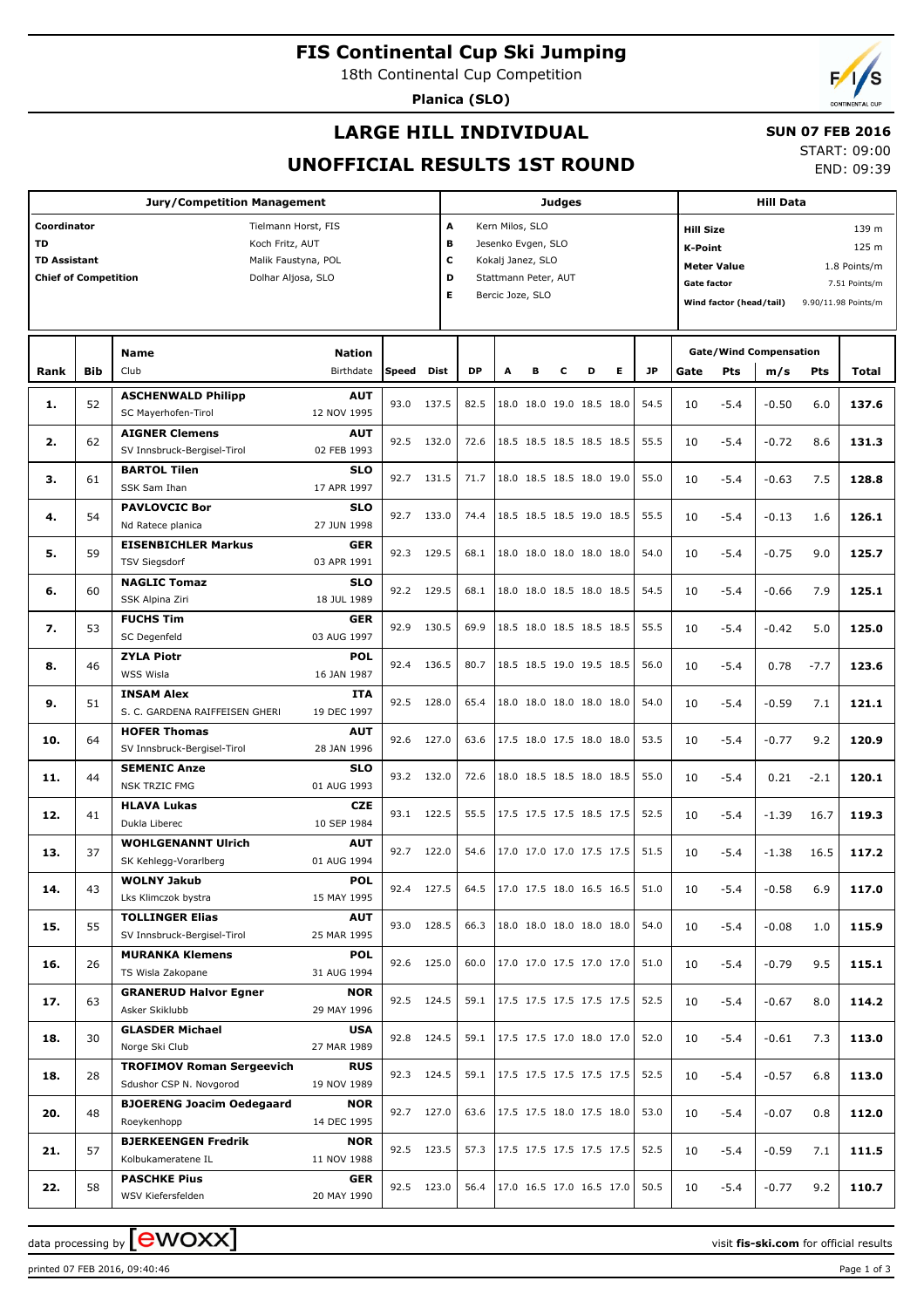# FIS Continental Cup Ski Jumping

18th Continental Cup Competition

**Planica (SLO)**

## LARGE HILL INDIVIDUAL

## UNOFFICIAL RESULTS 1ST ROUND

**SUN 07 FEB 2016**

START: 09:00

END: 09:39

| Jury/Competition Management | | Judges | | Hill Data | |
|---|---|---|---|---|---|
| Coordinator | Tielmann Horst, FIS | A | Kern Milos, SLO | Hill Size | 139 m |
| TD | Koch Fritz, AUT | B | Jesenko Evgen, SLO | K-Point | 125 m |
| TD Assistant | Malik Faustyna, POL | C | Kokalj Janez, SLO | Meter Value | 1.8 Points/m |
| Chief of Competition | Dolhar Aljosa, SLO | D | Stattmann Peter, AUT | Gate factor | 7.51 Points/m |
| | | E | Bercic Joze, SLO | Wind factor (head/tail) | 9.90/11.98 Points/m |

| Rank | Bib | Name / Club | Nation / Birthdate | Speed | Dist | DP | A | B | C | D | E | JP | Gate | Pts | m/s | Pts | Total |
|---|---|---|---|---|---|---|---|---|---|---|---|---|---|---|---|---|---|
| 1. | 52 | **ASCHENWALD Philipp** SC Mayerhofen-Tirol | **AUT** 12 NOV 1995 | 93.0 | 137.5 | 82.5 | 18.0 | 18.0 | 19.0 | 18.5 | 18.0 | 54.5 | 10 | -5.4 | -0.50 | 6.0 | **137.6** |
| 2. | 62 | **AIGNER Clemens** SV Innsbruck-Bergisel-Tirol | **AUT** 02 FEB 1993 | 92.5 | 132.0 | 72.6 | 18.5 | 18.5 | 18.5 | 18.5 | 18.5 | 55.5 | 10 | -5.4 | -0.72 | 8.6 | **131.3** |
| 3. | 61 | **BARTOL Tilen** SSK Sam Ihan | **SLO** 17 APR 1997 | 92.7 | 131.5 | 71.7 | 18.0 | 18.5 | 18.5 | 18.0 | 19.0 | 55.0 | 10 | -5.4 | -0.63 | 7.5 | **128.8** |
| 4. | 54 | **PAVLOVCIC Bor** Nd Ratece planica | **SLO** 27 JUN 1998 | 92.7 | 133.0 | 74.4 | 18.5 | 18.5 | 18.5 | 19.0 | 18.5 | 55.5 | 10 | -5.4 | -0.13 | 1.6 | **126.1** |
| 5. | 59 | **EISENBICHLER Markus** TSV Siegsdorf | **GER** 03 APR 1991 | 92.3 | 129.5 | 68.1 | 18.0 | 18.0 | 18.0 | 18.0 | 18.0 | 54.0 | 10 | -5.4 | -0.75 | 9.0 | **125.7** |
| 6. | 60 | **NAGLIC Tomaz** SSK Alpina Ziri | **SLO** 18 JUL 1989 | 92.2 | 129.5 | 68.1 | 18.0 | 18.0 | 18.5 | 18.0 | 18.5 | 54.5 | 10 | -5.4 | -0.66 | 7.9 | **125.1** |
| 7. | 53 | **FUCHS Tim** SC Degenfeld | **GER** 03 AUG 1997 | 92.9 | 130.5 | 69.9 | 18.5 | 18.0 | 18.5 | 18.5 | 18.5 | 55.5 | 10 | -5.4 | -0.42 | 5.0 | **125.0** |
| 8. | 46 | **ZYLA Piotr** WSS Wisla | **POL** 16 JAN 1987 | 92.4 | 136.5 | 80.7 | 18.5 | 18.5 | 19.0 | 19.5 | 18.5 | 56.0 | 10 | -5.4 | 0.78 | -7.7 | **123.6** |
| 9. | 51 | **INSAM Alex** S. C. GARDENA RAIFFEISEN GHERI | **ITA** 19 DEC 1997 | 92.5 | 128.0 | 65.4 | 18.0 | 18.0 | 18.0 | 18.0 | 18.0 | 54.0 | 10 | -5.4 | -0.59 | 7.1 | **121.1** |
| 10. | 64 | **HOFER Thomas** SV Innsbruck-Bergisel-Tirol | **AUT** 28 JAN 1996 | 92.6 | 127.0 | 63.6 | 17.5 | 18.0 | 17.5 | 18.0 | 18.0 | 53.5 | 10 | -5.4 | -0.77 | 9.2 | **120.9** |
| 11. | 44 | **SEMENIC Anze** NSK TRZIC FMG | **SLO** 01 AUG 1993 | 93.2 | 132.0 | 72.6 | 18.0 | 18.5 | 18.5 | 18.0 | 18.5 | 55.0 | 10 | -5.4 | 0.21 | -2.1 | **120.1** |
| 12. | 41 | **HLAVA Lukas** Dukla Liberec | **CZE** 10 SEP 1984 | 93.1 | 122.5 | 55.5 | 17.5 | 17.5 | 17.5 | 18.5 | 17.5 | 52.5 | 10 | -5.4 | -1.39 | 16.7 | **119.3** |
| 13. | 37 | **WOHLGENANNT Ulrich** SK Kehlegg-Vorarlberg | **AUT** 01 AUG 1994 | 92.7 | 122.0 | 54.6 | 17.0 | 17.0 | 17.0 | 17.5 | 17.5 | 51.5 | 10 | -5.4 | -1.38 | 16.5 | **117.2** |
| 14. | 43 | **WOLNY Jakub** Lks Klimczok bystra | **POL** 15 MAY 1995 | 92.4 | 127.5 | 64.5 | 17.0 | 17.5 | 18.0 | 16.5 | 16.5 | 51.0 | 10 | -5.4 | -0.58 | 6.9 | **117.0** |
| 15. | 55 | **TOLLINGER Elias** SV Innsbruck-Bergisel-Tirol | **AUT** 25 MAR 1995 | 93.0 | 128.5 | 66.3 | 18.0 | 18.0 | 18.0 | 18.0 | 18.0 | 54.0 | 10 | -5.4 | -0.08 | 1.0 | **115.9** |
| 16. | 26 | **MURANKA Klemens** TS Wisla Zakopane | **POL** 31 AUG 1994 | 92.6 | 125.0 | 60.0 | 17.0 | 17.0 | 17.5 | 17.0 | 17.0 | 51.0 | 10 | -5.4 | -0.79 | 9.5 | **115.1** |
| 17. | 63 | **GRANERUD Halvor Egner** Asker Skiklubb | **NOR** 29 MAY 1996 | 92.5 | 124.5 | 59.1 | 17.5 | 17.5 | 17.5 | 17.5 | 17.5 | 52.5 | 10 | -5.4 | -0.67 | 8.0 | **114.2** |
| 18. | 30 | **GLASDER Michael** Norge Ski Club | **USA** 27 MAR 1989 | 92.8 | 124.5 | 59.1 | 17.5 | 17.5 | 17.0 | 18.0 | 17.0 | 52.0 | 10 | -5.4 | -0.61 | 7.3 | **113.0** |
| 18. | 28 | **TROFIMOV Roman Sergeevich** Sdushor CSP N. Novgorod | **RUS** 19 NOV 1989 | 92.3 | 124.5 | 59.1 | 17.5 | 17.5 | 17.5 | 17.5 | 17.5 | 52.5 | 10 | -5.4 | -0.57 | 6.8 | **113.0** |
| 20. | 48 | **BJOERENG Joacim Oedegaard** Roeykenhopp | **NOR** 14 DEC 1995 | 92.7 | 127.0 | 63.6 | 17.5 | 17.5 | 18.0 | 17.5 | 18.0 | 53.0 | 10 | -5.4 | -0.07 | 0.8 | **112.0** |
| 21. | 57 | **BJERKEENGEN Fredrik** Kolbukameratene IL | **NOR** 11 NOV 1988 | 92.5 | 123.5 | 57.3 | 17.5 | 17.5 | 17.5 | 17.5 | 17.5 | 52.5 | 10 | -5.4 | -0.59 | 7.1 | **111.5** |
| 22. | 58 | **PASCHKE Pius** WSV Kiefersfelden | **GER** 20 MAY 1990 | 92.5 | 123.0 | 56.4 | 17.0 | 16.5 | 17.0 | 16.5 | 17.0 | 50.5 | 10 | -5.4 | -0.77 | 9.2 | **110.7** |

data processing by [ewoxx] — visit **fis-ski.com** for official results

printed 07 FEB 2016, 09:40:46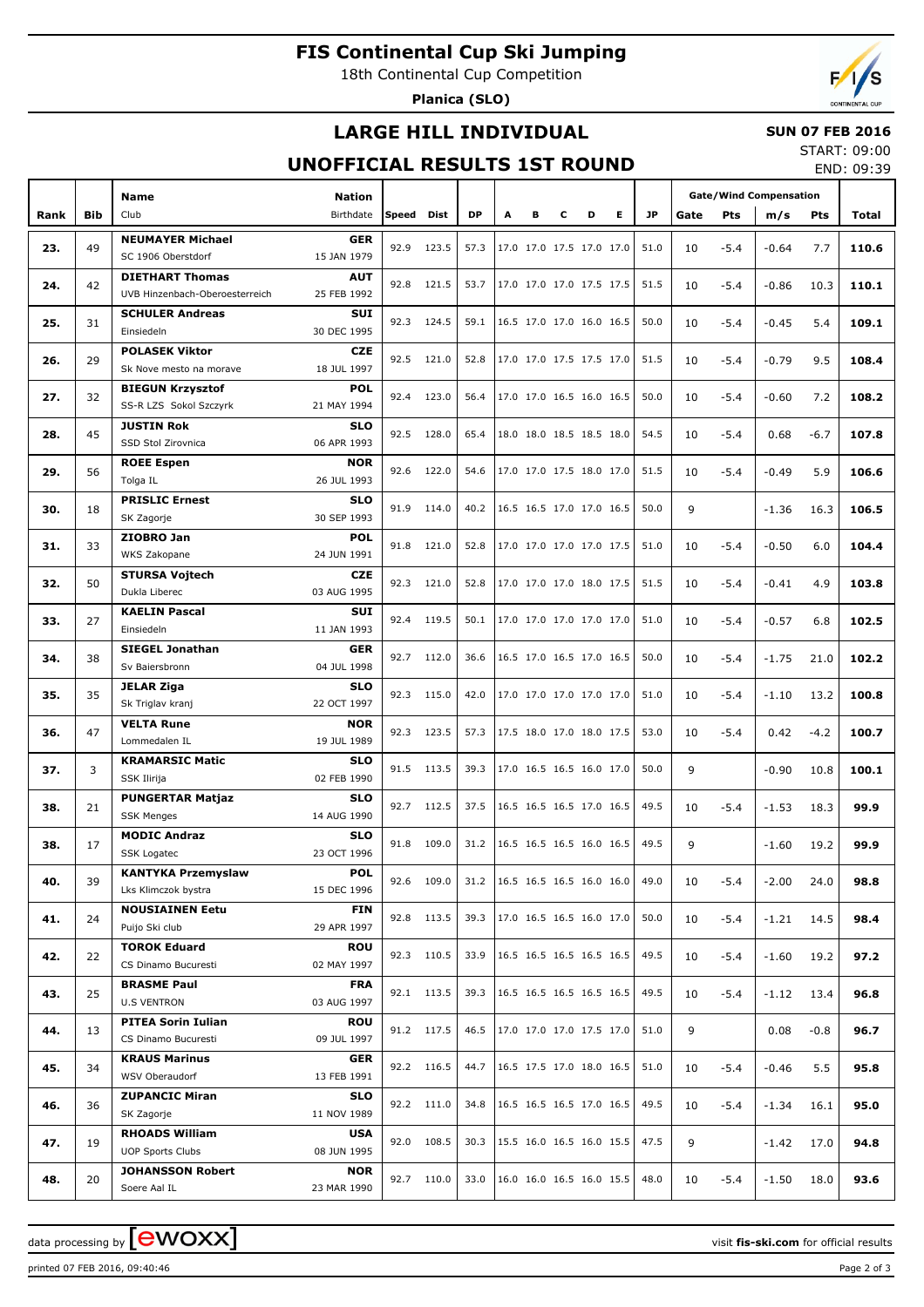# FIS Continental Cup Ski Jumping

18th Continental Cup Competition

**Planica (SLO)**

## LARGE HILL INDIVIDUAL

**SUN 07 FEB 2016**

START: 09:00

END: 09:39

## UNOFFICIAL RESULTS 1ST ROUND

| Rank | Bib | Name / Club | Nation / Birthdate | Speed | Dist | DP | A | B | C | D | E | JP | Gate | Pts | m/s | Pts | Total |
|---|---|---|---|---|---|---|---|---|---|---|---|---|---|---|---|---|---|
| 23. | 49 | NEUMAYER Michael / SC 1906 Oberstdorf | GER / 15 JAN 1979 | 92.9 | 123.5 | 57.3 | 17.0 | 17.0 | 17.5 | 17.0 | 17.0 | 51.0 | 10 | -5.4 | -0.64 | 7.7 | 110.6 |
| 24. | 42 | DIETHART Thomas / UVB Hinzenbach-Oberoesterreich | AUT / 25 FEB 1992 | 92.8 | 121.5 | 53.7 | 17.0 | 17.0 | 17.0 | 17.5 | 17.5 | 51.5 | 10 | -5.4 | -0.86 | 10.3 | 110.1 |
| 25. | 31 | SCHULER Andreas / Einsiedeln | SUI / 30 DEC 1995 | 92.3 | 124.5 | 59.1 | 16.5 | 17.0 | 17.0 | 16.0 | 16.5 | 50.0 | 10 | -5.4 | -0.45 | 5.4 | 109.1 |
| 26. | 29 | POLASEK Viktor / Sk Nove mesto na morave | CZE / 18 JUL 1997 | 92.5 | 121.0 | 52.8 | 17.0 | 17.0 | 17.5 | 17.5 | 17.0 | 51.5 | 10 | -5.4 | -0.79 | 9.5 | 108.4 |
| 27. | 32 | BIEGUN Krzysztof / SS-R LZS Sokol Szczyrk | POL / 21 MAY 1994 | 92.4 | 123.0 | 56.4 | 17.0 | 17.0 | 16.5 | 16.0 | 16.5 | 50.0 | 10 | -5.4 | -0.60 | 7.2 | 108.2 |
| 28. | 45 | JUSTIN Rok / SSD Stol Zirovnica | SLO / 06 APR 1993 | 92.5 | 128.0 | 65.4 | 18.0 | 18.0 | 18.5 | 18.5 | 18.0 | 54.5 | 10 | -5.4 | 0.68 | -6.7 | 107.8 |
| 29. | 56 | ROEE Espen / Tolga IL | NOR / 26 JUL 1993 | 92.6 | 122.0 | 54.6 | 17.0 | 17.0 | 17.5 | 18.0 | 17.0 | 51.5 | 10 | -5.4 | -0.49 | 5.9 | 106.6 |
| 30. | 18 | PRISLIC Ernest / SK Zagorje | SLO / 30 SEP 1993 | 91.9 | 114.0 | 40.2 | 16.5 | 16.5 | 17.0 | 17.0 | 16.5 | 50.0 | 9 | | -1.36 | 16.3 | 106.5 |
| 31. | 33 | ZIOBRO Jan / WKS Zakopane | POL / 24 JUN 1991 | 91.8 | 121.0 | 52.8 | 17.0 | 17.0 | 17.0 | 17.0 | 17.5 | 51.0 | 10 | -5.4 | -0.50 | 6.0 | 104.4 |
| 32. | 50 | STURSA Vojtech / Dukla Liberec | CZE / 03 AUG 1995 | 92.3 | 121.0 | 52.8 | 17.0 | 17.0 | 17.0 | 18.0 | 17.5 | 51.5 | 10 | -5.4 | -0.41 | 4.9 | 103.8 |
| 33. | 27 | KAELIN Pascal / Einsiedeln | SUI / 11 JAN 1993 | 92.4 | 119.5 | 50.1 | 17.0 | 17.0 | 17.0 | 17.0 | 17.0 | 51.0 | 10 | -5.4 | -0.57 | 6.8 | 102.5 |
| 34. | 38 | SIEGEL Jonathan / Sv Baiersbronn | GER / 04 JUL 1998 | 92.7 | 112.0 | 36.6 | 16.5 | 17.0 | 16.5 | 17.0 | 16.5 | 50.0 | 10 | -5.4 | -1.75 | 21.0 | 102.2 |
| 35. | 35 | JELAR Ziga / Sk Triglav kranj | SLO / 22 OCT 1997 | 92.3 | 115.0 | 42.0 | 17.0 | 17.0 | 17.0 | 17.0 | 17.0 | 51.0 | 10 | -5.4 | -1.10 | 13.2 | 100.8 |
| 36. | 47 | VELTA Rune / Lommedalen IL | NOR / 19 JUL 1989 | 92.3 | 123.5 | 57.3 | 17.5 | 18.0 | 17.0 | 18.0 | 17.5 | 53.0 | 10 | -5.4 | 0.42 | -4.2 | 100.7 |
| 37. | 3 | KRAMARSIC Matic / SSK Ilirija | SLO / 02 FEB 1990 | 91.5 | 113.5 | 39.3 | 17.0 | 16.5 | 16.5 | 16.0 | 17.0 | 50.0 | 9 | | -0.90 | 10.8 | 100.1 |
| 38. | 21 | PUNGERTAR Matjaz / SSK Menges | SLO / 14 AUG 1990 | 92.7 | 112.5 | 37.5 | 16.5 | 16.5 | 16.5 | 17.0 | 16.5 | 49.5 | 10 | -5.4 | -1.53 | 18.3 | 99.9 |
| 38. | 17 | MODIC Andraz / SSK Logatec | SLO / 23 OCT 1996 | 91.8 | 109.0 | 31.2 | 16.5 | 16.5 | 16.5 | 16.0 | 16.5 | 49.5 | 9 | | -1.60 | 19.2 | 99.9 |
| 40. | 39 | KANTYKA Przemyslaw / Lks Klimczok bystra | POL / 15 DEC 1996 | 92.6 | 109.0 | 31.2 | 16.5 | 16.5 | 16.5 | 16.0 | 16.0 | 49.0 | 10 | -5.4 | -2.00 | 24.0 | 98.8 |
| 41. | 24 | NOUSIAINEN Eetu / Puijo Ski club | FIN / 29 APR 1997 | 92.8 | 113.5 | 39.3 | 17.0 | 16.5 | 16.5 | 16.0 | 17.0 | 50.0 | 10 | -5.4 | -1.21 | 14.5 | 98.4 |
| 42. | 22 | TOROK Eduard / CS Dinamo Bucuresti | ROU / 02 MAY 1997 | 92.3 | 110.5 | 33.9 | 16.5 | 16.5 | 16.5 | 16.5 | 16.5 | 49.5 | 10 | -5.4 | -1.60 | 19.2 | 97.2 |
| 43. | 25 | BRASME Paul / U.S VENTRON | FRA / 03 AUG 1997 | 92.1 | 113.5 | 39.3 | 16.5 | 16.5 | 16.5 | 16.5 | 16.5 | 49.5 | 10 | -5.4 | -1.12 | 13.4 | 96.8 |
| 44. | 13 | PITEA Sorin Iulian / CS Dinamo Bucuresti | ROU / 09 JUL 1997 | 91.2 | 117.5 | 46.5 | 17.0 | 17.0 | 17.0 | 17.5 | 17.0 | 51.0 | 9 | | 0.08 | -0.8 | 96.7 |
| 45. | 34 | KRAUS Marinus / WSV Oberaudorf | GER / 13 FEB 1991 | 92.2 | 116.5 | 44.7 | 16.5 | 17.5 | 17.0 | 18.0 | 16.5 | 51.0 | 10 | -5.4 | -0.46 | 5.5 | 95.8 |
| 46. | 36 | ZUPANCIC Miran / SK Zagorje | SLO / 11 NOV 1989 | 92.2 | 111.0 | 34.8 | 16.5 | 16.5 | 16.5 | 17.0 | 16.5 | 49.5 | 10 | -5.4 | -1.34 | 16.1 | 95.0 |
| 47. | 19 | RHOADS William / UOP Sports Clubs | USA / 08 JUN 1995 | 92.0 | 108.5 | 30.3 | 15.5 | 16.0 | 16.5 | 16.0 | 15.5 | 47.5 | 9 | | -1.42 | 17.0 | 94.8 |
| 48. | 20 | JOHANSSON Robert / Soere Aal IL | NOR / 23 MAR 1990 | 92.7 | 110.0 | 33.0 | 16.0 | 16.0 | 16.5 | 16.0 | 15.5 | 48.0 | 10 | -5.4 | -1.50 | 18.0 | 93.6 |

data processing by ewoxx — visit **fis-ski.com** for official results

printed 07 FEB 2016, 09:40:46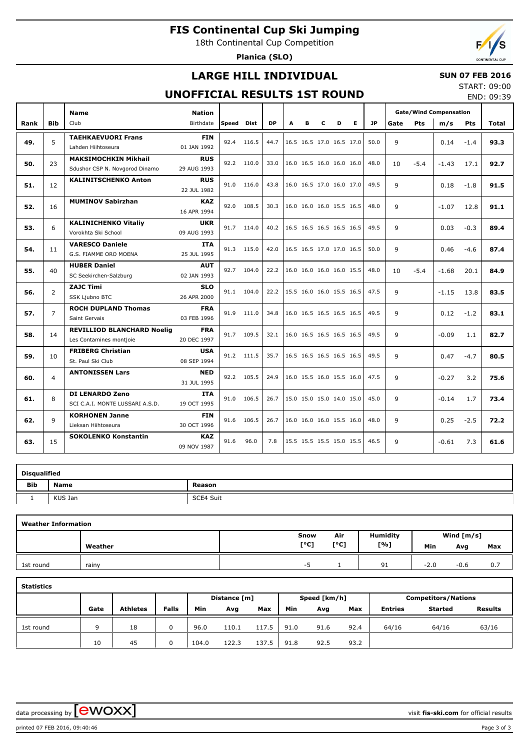# FIS Continental Cup Ski Jumping

18th Continental Cup Competition

**Planica (SLO)**

## LARGE HILL INDIVIDUAL

**SUN 07 FEB 2016**

START: 09:00
END: 09:39

## UNOFFICIAL RESULTS 1ST ROUND

| Rank | Bib | Name / Club | Nation / Birthdate | Speed | Dist | DP | A | B | C | D | E | JP | Gate | Pts | m/s | Pts | Total |
|---|---|---|---|---|---|---|---|---|---|---|---|---|---|---|---|---|---|
| 49. | 5 | **TAEHKAEVUORI Frans** Lahden Hiihtoseura | **FIN** 01 JAN 1992 | 92.4 | 116.5 | 44.7 | 16.5 | 16.5 | 17.0 | 16.5 | 17.0 | 50.0 | 9 | | 0.14 | -1.4 | **93.3** |
| 50. | 23 | **MAKSIMOCHKIN Mikhail** Sdushor CSP N. Novgorod Dinamo | **RUS** 29 AUG 1993 | 92.2 | 110.0 | 33.0 | 16.0 | 16.5 | 16.0 | 16.0 | 16.0 | 48.0 | 10 | -5.4 | -1.43 | 17.1 | **92.7** |
| 51. | 12 | **KALINITSCHENKO Anton** | **RUS** 22 JUL 1982 | 91.0 | 116.0 | 43.8 | 16.0 | 16.5 | 17.0 | 16.0 | 17.0 | 49.5 | 9 | | 0.18 | -1.8 | **91.5** |
| 52. | 16 | **MUMINOV Sabirzhan** | **KAZ** 16 APR 1994 | 92.0 | 108.5 | 30.3 | 16.0 | 16.0 | 16.0 | 15.5 | 16.5 | 48.0 | 9 | | -1.07 | 12.8 | **91.1** |
| 53. | 6 | **KALINICHENKO Vitaliy** Vorokhta Ski School | **UKR** 09 AUG 1993 | 91.7 | 114.0 | 40.2 | 16.5 | 16.5 | 16.5 | 16.5 | 16.5 | 49.5 | 9 | | 0.03 | -0.3 | **89.4** |
| 54. | 11 | **VARESCO Daniele** G.S. FIAMME ORO MOENA | **ITA** 25 JUL 1995 | 91.3 | 115.0 | 42.0 | 16.5 | 16.5 | 17.0 | 17.0 | 16.5 | 50.0 | 9 | | 0.46 | -4.6 | **87.4** |
| 55. | 40 | **HUBER Daniel** SC Seekirchen-Salzburg | **AUT** 02 JAN 1993 | 92.7 | 104.0 | 22.2 | 16.0 | 16.0 | 16.0 | 16.0 | 15.5 | 48.0 | 10 | -5.4 | -1.68 | 20.1 | **84.9** |
| 56. | 2 | **ZAJC Timi** SSK Ljubno BTC | **SLO** 26 APR 2000 | 91.1 | 104.0 | 22.2 | 15.5 | 16.0 | 16.0 | 15.5 | 16.5 | 47.5 | 9 | | -1.15 | 13.8 | **83.5** |
| 57. | 7 | **ROCH DUPLAND Thomas** Saint Gervais | **FRA** 03 FEB 1996 | 91.9 | 111.0 | 34.8 | 16.0 | 16.5 | 16.5 | 16.5 | 16.5 | 49.5 | 9 | | 0.12 | -1.2 | **83.1** |
| 58. | 14 | **REVILLIOD BLANCHARD Noelig** Les Contamines montjoie | **FRA** 20 DEC 1997 | 91.7 | 109.5 | 32.1 | 16.0 | 16.5 | 16.5 | 16.5 | 16.5 | 49.5 | 9 | | -0.09 | 1.1 | **82.7** |
| 59. | 10 | **FRIBERG Christian** St. Paul Ski Club | **USA** 08 SEP 1994 | 91.2 | 111.5 | 35.7 | 16.5 | 16.5 | 16.5 | 16.5 | 16.5 | 49.5 | 9 | | 0.47 | -4.7 | **80.5** |
| 60. | 4 | **ANTONISSEN Lars** | **NED** 31 JUL 1995 | 92.2 | 105.5 | 24.9 | 16.0 | 15.5 | 16.0 | 15.5 | 16.0 | 47.5 | 9 | | -0.27 | 3.2 | **75.6** |
| 61. | 8 | **DI LENARDO Zeno** SCI C.A.I. MONTE LUSSARI A.S.D. | **ITA** 19 OCT 1995 | 91.0 | 106.5 | 26.7 | 15.0 | 15.0 | 15.0 | 14.0 | 15.0 | 45.0 | 9 | | -0.14 | 1.7 | **73.4** |
| 62. | 9 | **KORHONEN Janne** Lieksan Hiihtoseura | **FIN** 30 OCT 1996 | 91.6 | 106.5 | 26.7 | 16.0 | 16.0 | 16.0 | 15.5 | 16.0 | 48.0 | 9 | | 0.25 | -2.5 | **72.2** |
| 63. | 15 | **SOKOLENKO Konstantin** | **KAZ** 09 NOV 1987 | 91.6 | 96.0 | 7.8 | 15.5 | 15.5 | 15.5 | 15.0 | 15.5 | 46.5 | 9 | | -0.61 | 7.3 | **61.6** |

**Disqualified**

| Bib | Name | Reason |
|---|---|---|
| 1 | KUS Jan | SCE4 Suit |

**Weather Information**

| | Weather | Snow [°C] | Air [°C] | Humidity [%] | Wind [m/s] Min | Avg | Max |
|---|---|---|---|---|---|---|---|
| 1st round | rainy | -5 | 1 | 91 | -2.0 | -0.6 | 0.7 |

**Statistics**

| | Gate | Athletes | Falls | Distance [m] Min | Avg | Max | Speed [km/h] Min | Avg | Max | Competitors/Nations Entries | Started | Results |
|---|---|---|---|---|---|---|---|---|---|---|---|---|
| 1st round | 9 | 18 | 0 | 96.0 | 110.1 | 117.5 | 91.0 | 91.6 | 92.4 | 64/16 | 64/16 | 63/16 |
| | 10 | 45 | 0 | 104.0 | 122.3 | 137.5 | 91.8 | 92.5 | 93.2 | | | |

data processing by ewoxx — visit **fis-ski.com** for official results

printed 07 FEB 2016, 09:40:46